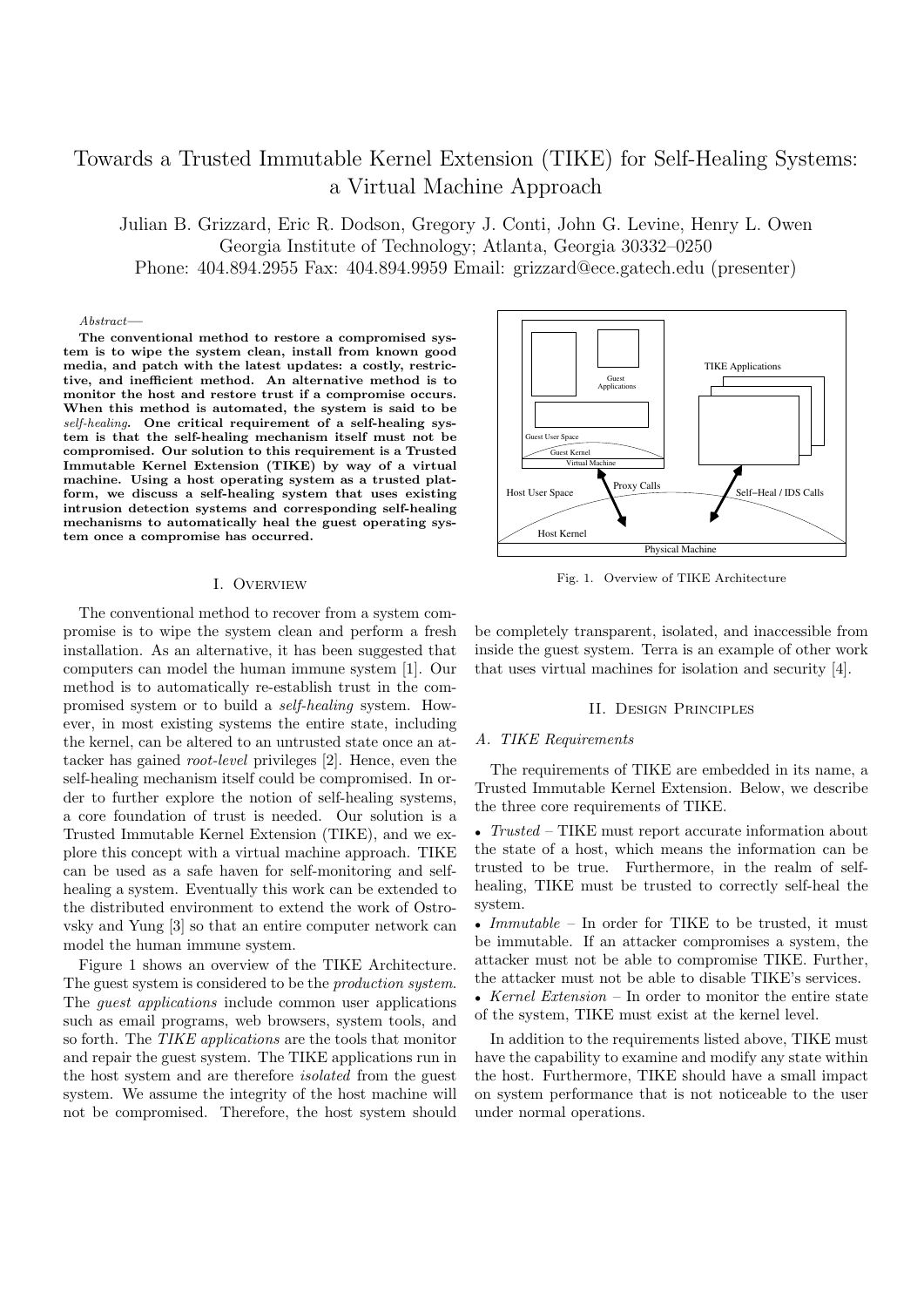# Towards a Trusted Immutable Kernel Extension (TIKE) for Self-Healing Systems: a Virtual Machine Approach

Julian B. Grizzard, Eric R. Dodson, Gregory J. Conti, John G. Levine, Henry L. Owen
Georgia Institute of Technology; Atlanta, Georgia 30332–0250
Phone: 404.894.2955 Fax: 404.894.9959 Email: grizzard@ece.gatech.edu (presenter)

*Abstract*—

**The conventional method to restore a compromised system is to wipe the system clean, install from known good media, and patch with the latest updates: a costly, restrictive, and inefficient method. An alternative method is to monitor the host and restore trust if a compromise occurs. When this method is automated, the system is said to be *self-healing*. One critical requirement of a self-healing system is that the self-healing mechanism itself must not be compromised. Our solution to this requirement is a Trusted Immutable Kernel Extension (TIKE) by way of a virtual machine. Using a host operating system as a trusted platform, we discuss a self-healing system that uses existing intrusion detection systems and corresponding self-healing mechanisms to automatically heal the guest operating system once a compromise has occurred.**

## I. Overview

The conventional method to recover from a system compromise is to wipe the system clean and perform a fresh installation. As an alternative, it has been suggested that computers can model the human immune system [1]. Our method is to automatically re-establish trust in the compromised system or to build a *self-healing* system. However, in most existing systems the entire state, including the kernel, can be altered to an untrusted state once an attacker has gained *root-level* privileges [2]. Hence, even the self-healing mechanism itself could be compromised. In order to further explore the notion of self-healing systems, a core foundation of trust is needed. Our solution is a Trusted Immutable Kernel Extension (TIKE), and we explore this concept with a virtual machine approach. TIKE can be used as a safe haven for self-monitoring and self-healing a system. Eventually this work can be extended to the distributed environment to extend the work of Ostrovsky and Yung [3] so that an entire computer network can model the human immune system.

Figure 1 shows an overview of the TIKE Architecture. The guest system is considered to be the *production system*. The *guest applications* include common user applications such as email programs, web browsers, system tools, and so forth. The *TIKE applications* are the tools that monitor and repair the guest system. The TIKE applications run in the host system and are therefore *isolated* from the guest system. We assume the integrity of the host machine will not be compromised. Therefore, the host system should be completely transparent, isolated, and inaccessible from inside the guest system. Terra is an example of other work that uses virtual machines for isolation and security [4].

Fig. 1. Overview of TIKE Architecture

## II. Design Principles

### A. TIKE Requirements

The requirements of TIKE are embedded in its name, a Trusted Immutable Kernel Extension. Below, we describe the three core requirements of TIKE.

- *Trusted* – TIKE must report accurate information about the state of a host, which means the information can be trusted to be true. Furthermore, in the realm of self-healing, TIKE must be trusted to correctly self-heal the system.
- *Immutable* – In order for TIKE to be trusted, it must be immutable. If an attacker compromises a system, the attacker must not be able to compromise TIKE. Further, the attacker must not be able to disable TIKE's services.
- *Kernel Extension* – In order to monitor the entire state of the system, TIKE must exist at the kernel level.

In addition to the requirements listed above, TIKE must have the capability to examine and modify any state within the host. Furthermore, TIKE should have a small impact on system performance that is not noticeable to the user under normal operations.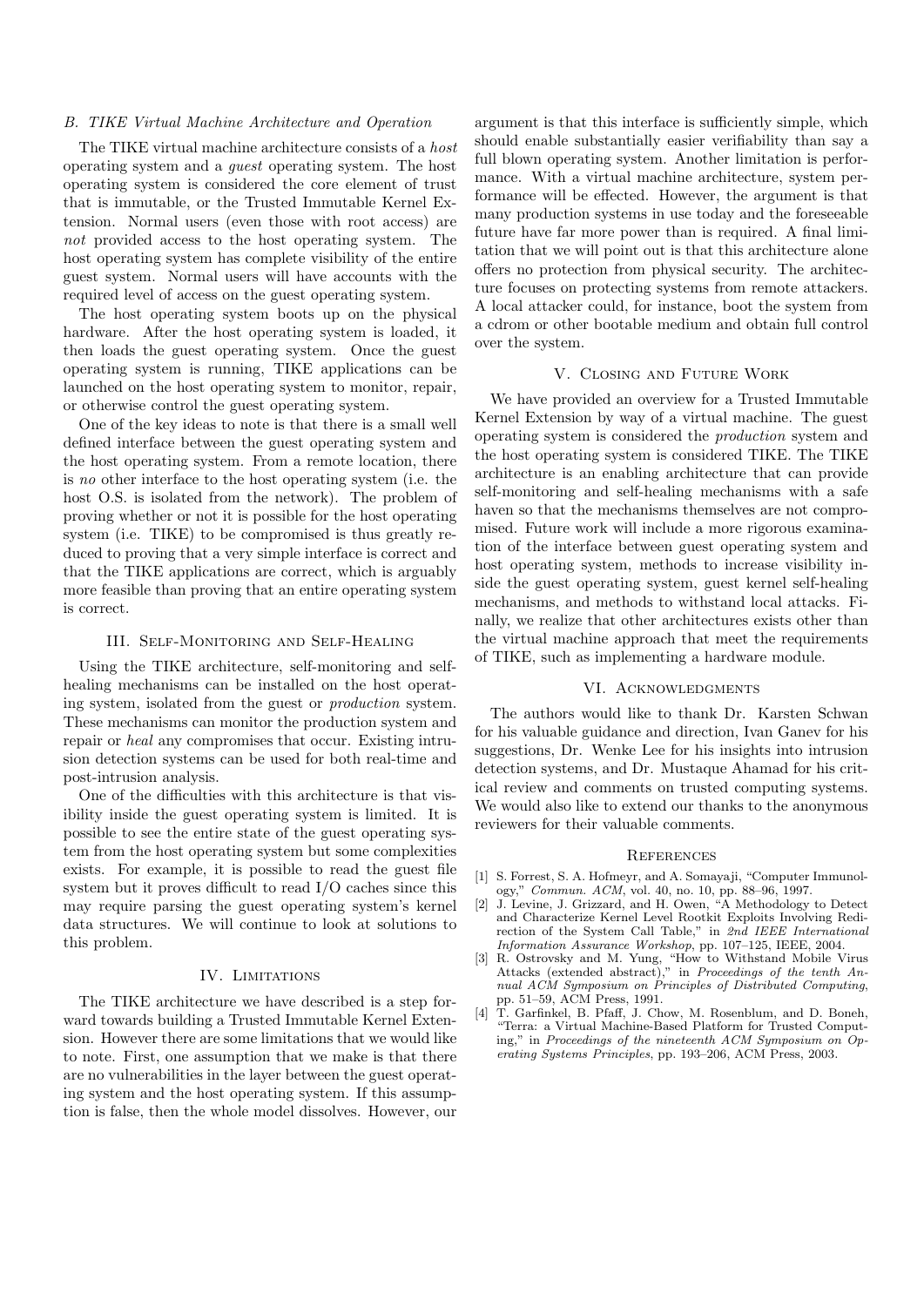### B. TIKE Virtual Machine Architecture and Operation

The TIKE virtual machine architecture consists of a *host* operating system and a *guest* operating system. The host operating system is considered the core element of trust that is immutable, or the Trusted Immutable Kernel Extension. Normal users (even those with root access) are *not* provided access to the host operating system. The host operating system has complete visibility of the entire guest system. Normal users will have accounts with the required level of access on the guest operating system.

The host operating system boots up on the physical hardware. After the host operating system is loaded, it then loads the guest operating system. Once the guest operating system is running, TIKE applications can be launched on the host operating system to monitor, repair, or otherwise control the guest operating system.

One of the key ideas to note is that there is a small well defined interface between the guest operating system and the host operating system. From a remote location, there is *no* other interface to the host operating system (i.e. the host O.S. is isolated from the network). The problem of proving whether or not it is possible for the host operating system (i.e. TIKE) to be compromised is thus greatly reduced to proving that a very simple interface is correct and that the TIKE applications are correct, which is arguably more feasible than proving that an entire operating system is correct.

## III. Self-Monitoring and Self-Healing

Using the TIKE architecture, self-monitoring and self-healing mechanisms can be installed on the host operating system, isolated from the guest or *production* system. These mechanisms can monitor the production system and repair or *heal* any compromises that occur. Existing intrusion detection systems can be used for both real-time and post-intrusion analysis.

One of the difficulties with this architecture is that visibility inside the guest operating system is limited. It is possible to see the entire state of the guest operating system from the host operating system but some complexities exists. For example, it is possible to read the guest file system but it proves difficult to read I/O caches since this may require parsing the guest operating system's kernel data structures. We will continue to look at solutions to this problem.

## IV. Limitations

The TIKE architecture we have described is a step forward towards building a Trusted Immutable Kernel Extension. However there are some limitations that we would like to note. First, one assumption that we make is that there are no vulnerabilities in the layer between the guest operating system and the host operating system. If this assumption is false, then the whole model dissolves. However, our argument is that this interface is sufficiently simple, which should enable substantially easier verifiability than say a full blown operating system. Another limitation is performance. With a virtual machine architecture, system performance will be effected. However, the argument is that many production systems in use today and the foreseeable future have far more power than is required. A final limitation that we will point out is that this architecture alone offers no protection from physical security. The architecture focuses on protecting systems from remote attackers. A local attacker could, for instance, boot the system from a cdrom or other bootable medium and obtain full control over the system.

## V. Closing and Future Work

We have provided an overview for a Trusted Immutable Kernel Extension by way of a virtual machine. The guest operating system is considered the *production* system and the host operating system is considered TIKE. The TIKE architecture is an enabling architecture that can provide self-monitoring and self-healing mechanisms with a safe haven so that the mechanisms themselves are not compromised. Future work will include a more rigorous examination of the interface between guest operating system and host operating system, methods to increase visibility inside the guest operating system, guest kernel self-healing mechanisms, and methods to withstand local attacks. Finally, we realize that other architectures exists other than the virtual machine approach that meet the requirements of TIKE, such as implementing a hardware module.

## VI. Acknowledgments

The authors would like to thank Dr. Karsten Schwan for his valuable guidance and direction, Ivan Ganev for his suggestions, Dr. Wenke Lee for his insights into intrusion detection systems, and Dr. Mustaque Ahamad for his critical review and comments on trusted computing systems. We would also like to extend our thanks to the anonymous reviewers for their valuable comments.

## References

[1] S. Forrest, S. A. Hofmeyr, and A. Somayaji, "Computer Immunology," *Commun. ACM*, vol. 40, no. 10, pp. 88–96, 1997.

[2] J. Levine, J. Grizzard, and H. Owen, "A Methodology to Detect and Characterize Kernel Level Rootkit Exploits Involving Redirection of the System Call Table," in *2nd IEEE International Information Assurance Workshop*, pp. 107–125, IEEE, 2004.

[3] R. Ostrovsky and M. Yung, "How to Withstand Mobile Virus Attacks (extended abstract)," in *Proceedings of the tenth Annual ACM Symposium on Principles of Distributed Computing*, pp. 51–59, ACM Press, 1991.

[4] T. Garfinkel, B. Pfaff, J. Chow, M. Rosenblum, and D. Boneh, "Terra: a Virtual Machine-Based Platform for Trusted Computing," in *Proceedings of the nineteenth ACM Symposium on Operating Systems Principles*, pp. 193–206, ACM Press, 2003.